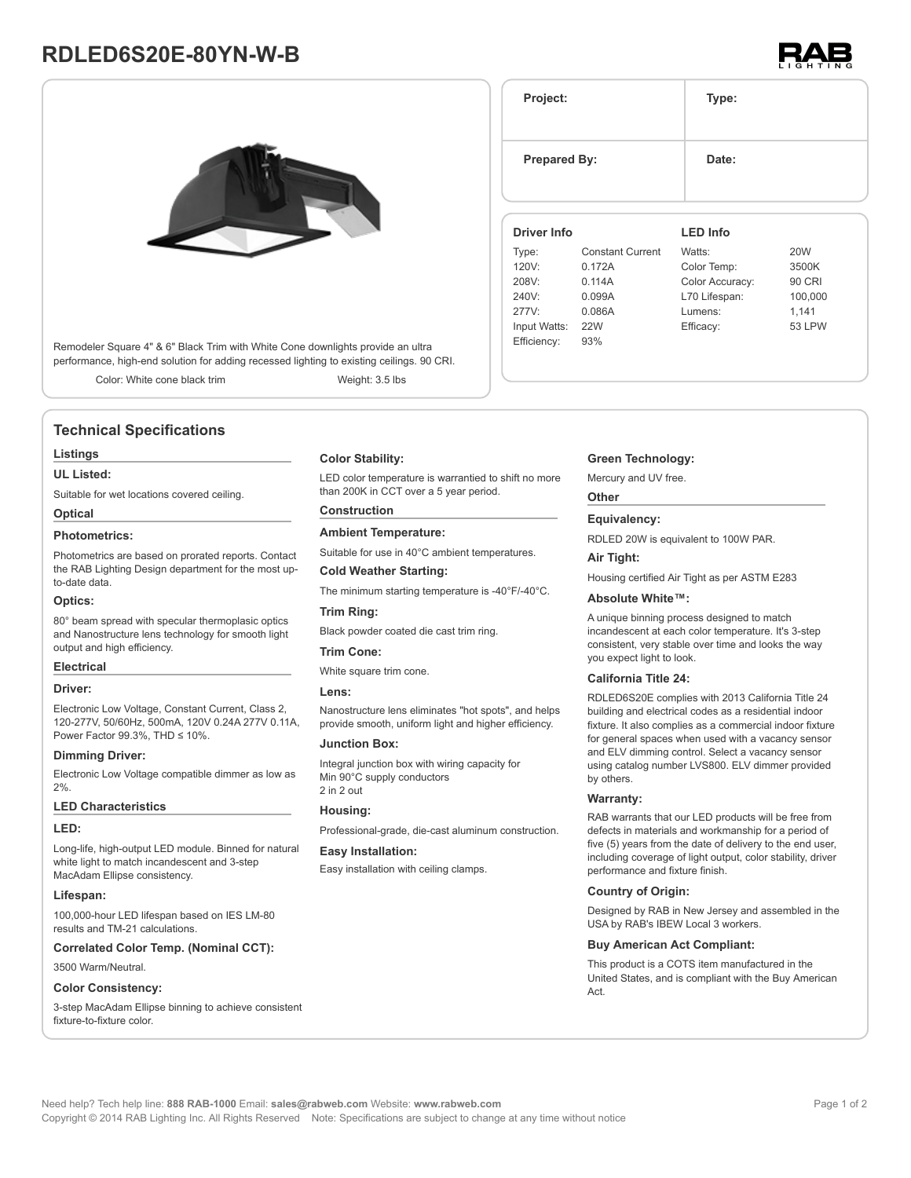# RDLED6S20E-80YN-W-B

| Project: | Type: |
| --- | --- |
| Prepared By: | Date: |

Remodeler Square 4" & 6" Black Trim with White Cone downlights provide an ultra performance, high-end solution for adding recessed lighting to existing ceilings. 90 CRI.

Color: White cone black trim    Weight: 3.5 lbs

**Driver Info**

| | |
| --- | --- |
| Type: | Constant Current |
| 120V: | 0.172A |
| 208V: | 0.114A |
| 240V: | 0.099A |
| 277V: | 0.086A |
| Input Watts: | 22W |
| Efficiency: | 93% |

**LED Info**

| | |
| --- | --- |
| Watts: | 20W |
| Color Temp: | 3500K |
| Color Accuracy: | 90 CRI |
| L70 Lifespan: | 100,000 |
| Lumens: | 1,141 |
| Efficacy: | 53 LPW |

## Technical Specifications

### Listings

**UL Listed:**

Suitable for wet locations covered ceiling.

### Optical

**Photometrics:**

Photometrics are based on prorated reports. Contact the RAB Lighting Design department for the most up-to-date data.

**Optics:**

80° beam spread with specular thermoplasic optics and Nanostructure lens technology for smooth light output and high efficiency.

### Electrical

**Driver:**

Electronic Low Voltage, Constant Current, Class 2, 120-277V, 50/60Hz, 500mA, 120V 0.24A 277V 0.11A, Power Factor 99.3%, THD ≤ 10%.

**Dimming Driver:**

Electronic Low Voltage compatible dimmer as low as 2%.

### LED Characteristics

**LED:**

Long-life, high-output LED module. Binned for natural white light to match incandescent and 3-step MacAdam Ellipse consistency.

**Lifespan:**

100,000-hour LED lifespan based on IES LM-80 results and TM-21 calculations.

**Correlated Color Temp. (Nominal CCT):**

3500 Warm/Neutral.

**Color Consistency:**

3-step MacAdam Ellipse binning to achieve consistent fixture-to-fixture color.

**Color Stability:**

LED color temperature is warrantied to shift no more than 200K in CCT over a 5 year period.

### Construction

**Ambient Temperature:**

Suitable for use in 40°C ambient temperatures.

**Cold Weather Starting:**

The minimum starting temperature is -40°F/-40°C.

**Trim Ring:**

Black powder coated die cast trim ring.

**Trim Cone:**

White square trim cone.

**Lens:**

Nanostructure lens eliminates "hot spots", and helps provide smooth, uniform light and higher efficiency.

**Junction Box:**

Integral junction box with wiring capacity for Min 90°C supply conductors
2 in 2 out

**Housing:**

Professional-grade, die-cast aluminum construction.

**Easy Installation:**

Easy installation with ceiling clamps.

**Green Technology:**

Mercury and UV free.

### Other

**Equivalency:**

RDLED 20W is equivalent to 100W PAR.

**Air Tight:**

Housing certified Air Tight as per ASTM E283

**Absolute White™:**

A unique binning process designed to match incandescent at each color temperature. It's 3-step consistent, very stable over time and looks the way you expect light to look.

**California Title 24:**

RDLED6S20E complies with 2013 California Title 24 building and electrical codes as a residential indoor fixture. It also complies as a commercial indoor fixture for general spaces when used with a vacancy sensor and ELV dimming control. Select a vacancy sensor using catalog number LVS800. ELV dimmer provided by others.

**Warranty:**

RAB warrants that our LED products will be free from defects in materials and workmanship for a period of five (5) years from the date of delivery to the end user, including coverage of light output, color stability, driver performance and fixture finish.

**Country of Origin:**

Designed by RAB in New Jersey and assembled in the USA by RAB's IBEW Local 3 workers.

**Buy American Act Compliant:**

This product is a COTS item manufactured in the United States, and is compliant with the Buy American Act.

Need help? Tech help line: **888 RAB-1000** Email: **sales@rabweb.com** Website: **www.rabweb.com**
Copyright © 2014 RAB Lighting Inc. All Rights Reserved Note: Specifications are subject to change at any time without notice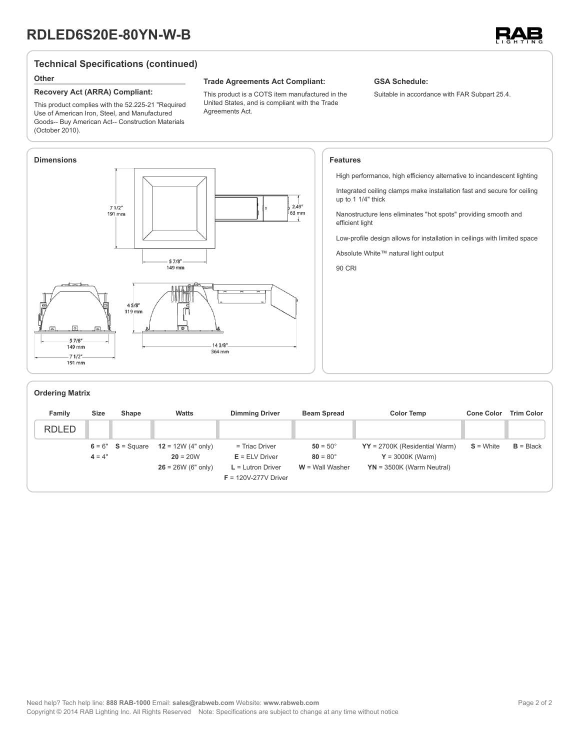# RDLED6S20E-80YN-W-B

## Technical Specifications (continued)

### Other

**Recovery Act (ARRA) Compliant:**

This product complies with the 52.225-21 "Required Use of American Iron, Steel, and Manufactured Goods-- Buy American Act-- Construction Materials (October 2010).

**Trade Agreements Act Compliant:**

This product is a COTS item manufactured in the United States, and is compliant with the Trade Agreements Act.

**GSA Schedule:**

Suitable in accordance with FAR Subpart 25.4.

## Dimensions

7 1/2"
191 mm

2.49"
63 mm

5 7/8"
149 mm

4 5/8"
119 mm

5 7/8"
149 mm

7 1/2"
191 mm

14 3/8"
364 mm

## Features

High performance, high efficiency alternative to incandescent lighting

Integrated ceiling clamps make installation fast and secure for ceiling up to 1 1/4" thick

Nanostructure lens eliminates "hot spots" providing smooth and efficient light

Low-profile design allows for installation in ceilings with limited space

Absolute White™ natural light output

90 CRI

## Ordering Matrix

| Family | Size | Shape | Watts | Dimming Driver | Beam Spread | Color Temp | Cone Color | Trim Color |
|---|---|---|---|---|---|---|---|---|
| RDLED | | | | | | | | |
| | **6** = 6" | **S** = Square | **12** = 12W (4" only) | = Triac Driver | **50** = 50° | **YY** = 2700K (Residential Warm) | **S** = White | **B** = Black |
| | **4** = 4" | | **20** = 20W | **E** = ELV Driver | **80** = 80° | **Y** = 3000K (Warm) | | |
| | | | **26** = 26W (6" only) | **L** = Lutron Driver | **W** = Wall Washer | **YN** = 3500K (Warm Neutral) | | |
| | | | | **F** = 120V-277V Driver | | | | |

Need help? Tech help line: **888 RAB-1000** Email: **sales@rabweb.com** Website: **www.rabweb.com**
Copyright © 2014 RAB Lighting Inc. All Rights Reserved Note: Specifications are subject to change at any time without notice